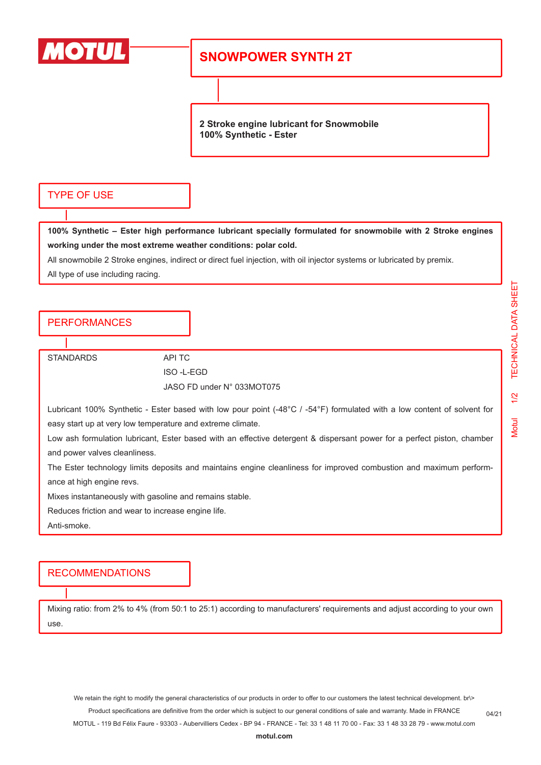# SNOWPOWER SYNTH 2T

**2 Stroke engine lubricant for Snowmobile**
**100% Synthetic - Ester**

## TYPE OF USE

**100% Synthetic – Ester high performance lubricant specially formulated for snowmobile with 2 Stroke engines working under the most extreme weather conditions: polar cold.**

All snowmobile 2 Stroke engines, indirect or direct fuel injection, with oil injector systems or lubricated by premix.

All type of use including racing.

## PERFORMANCES

| STANDARDS | API TC |
|---|---|
| | ISO -L-EGD |
| | JASO FD under N° 033MOT075 |

Lubricant 100% Synthetic - Ester based with low pour point (-48°C / -54°F) formulated with a low content of solvent for easy start up at very low temperature and extreme climate.

Low ash formulation lubricant, Ester based with an effective detergent & dispersant power for a perfect piston, chamber and power valves cleanliness.

The Ester technology limits deposits and maintains engine cleanliness for improved combustion and maximum performance at high engine revs.

Mixes instantaneously with gasoline and remains stable.

Reduces friction and wear to increase engine life.

Anti-smoke.

## RECOMMENDATIONS

Mixing ratio: from 2% to 4% (from 50:1 to 25:1) according to manufacturers' requirements and adjust according to your own use.

We retain the right to modify the general characteristics of our products in order to offer to our customers the latest technical development. br\>
Product specifications are definitive from the order which is subject to our general conditions of sale and warranty. Made in FRANCE
MOTUL - 119 Bd Félix Faure - 93303 - Aubervilliers Cedex - BP 94 - FRANCE - Tel: 33 1 48 11 70 00 - Fax: 33 1 48 33 28 79 - www.motul.com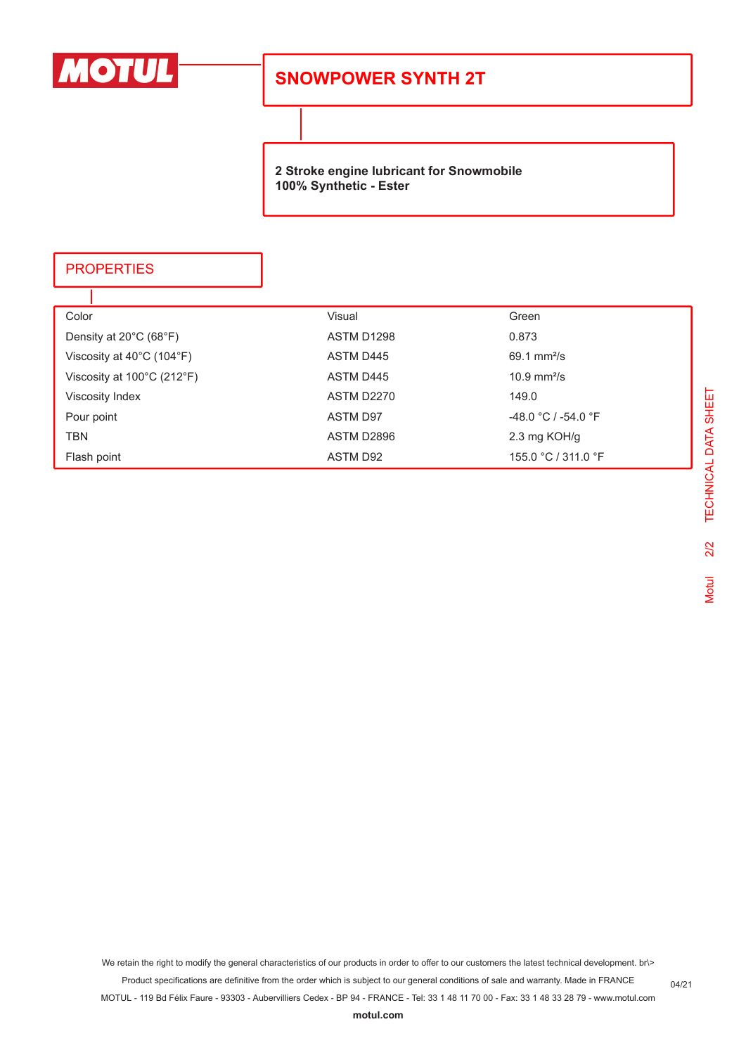# SNOWPOWER SYNTH 2T

**2 Stroke engine lubricant for Snowmobile**
**100% Synthetic - Ester**

## PROPERTIES

| | | |
|---|---|---|
| Color | Visual | Green |
| Density at 20°C (68°F) | ASTM D1298 | 0.873 |
| Viscosity at 40°C (104°F) | ASTM D445 | 69.1 mm²/s |
| Viscosity at 100°C (212°F) | ASTM D445 | 10.9 mm²/s |
| Viscosity Index | ASTM D2270 | 149.0 |
| Pour point | ASTM D97 | -48.0 °C / -54.0 °F |
| TBN | ASTM D2896 | 2.3 mg KOH/g |
| Flash point | ASTM D92 | 155.0 °C / 311.0 °F |

We retain the right to modify the general characteristics of our products in order to offer to our customers the latest technical development. br\>
Product specifications are definitive from the order which is subject to our general conditions of sale and warranty. Made in FRANCE
MOTUL - 119 Bd Félix Faure - 93303 - Aubervilliers Cedex - BP 94 - FRANCE - Tel: 33 1 48 11 70 00 - Fax: 33 1 48 33 28 79 - www.motul.com

04/21

**motul.com**